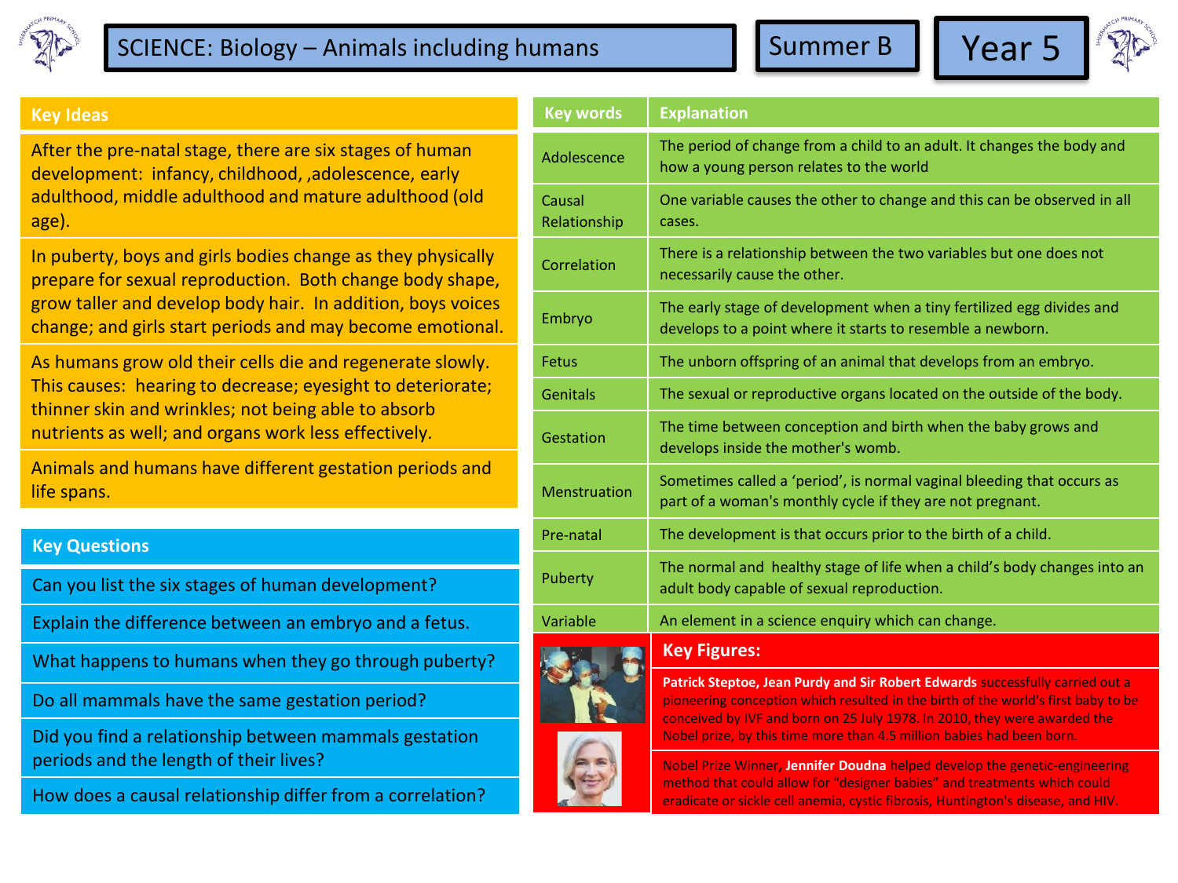# SCIENCE: Biology – Animals including humans

**Summer B** | **Year 5**

## Key Ideas

After the pre-natal stage, there are six stages of human development: infancy, childhood, ,adolescence, early adulthood, middle adulthood and mature adulthood (old age).

In puberty, boys and girls bodies change as they physically prepare for sexual reproduction. Both change body shape, grow taller and develop body hair. In addition, boys voices change; and girls start periods and may become emotional.

As humans grow old their cells die and regenerate slowly. This causes: hearing to decrease; eyesight to deteriorate; thinner skin and wrinkles; not being able to absorb nutrients as well; and organs work less effectively.

Animals and humans have different gestation periods and life spans.

## Key Questions

- Can you list the six stages of human development?
- Explain the difference between an embryo and a fetus.
- What happens to humans when they go through puberty?
- Do all mammals have the same gestation period?
- Did you find a relationship between mammals gestation periods and the length of their lives?
- How does a causal relationship differ from a correlation?

| Key words | Explanation |
|---|---|
| Adolescence | The period of change from a child to an adult. It changes the body and how a young person relates to the world |
| Causal Relationship | One variable causes the other to change and this can be observed in all cases. |
| Correlation | There is a relationship between the two variables but one does not necessarily cause the other. |
| Embryo | The early stage of development when a tiny fertilized egg divides and develops to a point where it starts to resemble a newborn. |
| Fetus | The unborn offspring of an animal that develops from an embryo. |
| Genitals | The sexual or reproductive organs located on the outside of the body. |
| Gestation | The time between conception and birth when the baby grows and develops inside the mother's womb. |
| Menstruation | Sometimes called a 'period', is normal vaginal bleeding that occurs as part of a woman's monthly cycle if they are not pregnant. |
| Pre-natal | The development is that occurs prior to the birth of a child. |
| Puberty | The normal and healthy stage of life when a child's body changes into an adult body capable of sexual reproduction. |
| Variable | An element in a science enquiry which can change. |

## Key Figures:

**Patrick Steptoe, Jean Purdy and Sir Robert Edwards** successfully carried out a pioneering conception which resulted in the birth of the world's first baby to be conceived by IVF and born on 25 July 1978. In 2010, they were awarded the Nobel prize, by this time more than 4.5 million babies had been born.

Nobel Prize Winner, **Jennifer Doudna** helped develop the genetic-engineering method that could allow for "designer babies" and treatments which could eradicate or sickle cell anemia, cystic fibrosis, Huntington's disease, and HIV.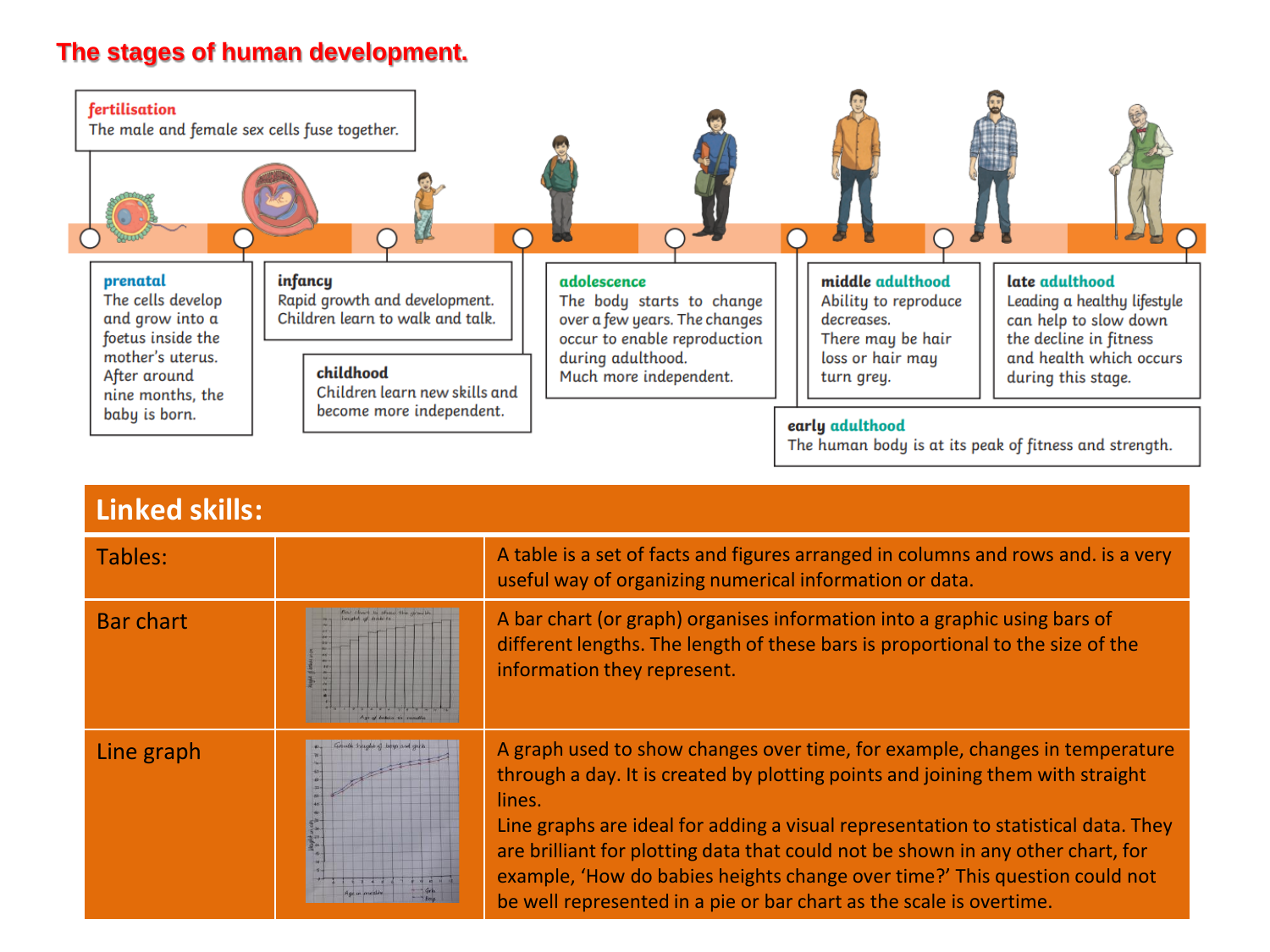# The stages of human development.

**fertilisation**
The male and female sex cells fuse together.

**prenatal**
The cells develop and grow into a foetus inside the mother's uterus. After around nine months, the baby is born.

**infancy**
Rapid growth and development. Children learn to walk and talk.

**childhood**
Children learn new skills and become more independent.

**adolescence**
The body starts to change over a few years. The changes occur to enable reproduction during adulthood. Much more independent.

**early adulthood**
The human body is at its peak of fitness and strength.

**middle adulthood**
Ability to reproduce decreases. There may be hair loss or hair may turn grey.

**late adulthood**
Leading a healthy lifestyle can help to slow down the decline in fitness and health which occurs during this stage.

## Linked skills:

| | | |
|---|---|---|
| Tables: | | A table is a set of facts and figures arranged in columns and rows and. is a very useful way of organizing numerical information or data. |
| Bar chart | | A bar chart (or graph) organises information into a graphic using bars of different lengths. The length of these bars is proportional to the size of the information they represent. |
| Line graph | | A graph used to show changes over time, for example, changes in temperature through a day. It is created by plotting points and joining them with straight lines.<br>Line graphs are ideal for adding a visual representation to statistical data. They are brilliant for plotting data that could not be shown in any other chart, for example, 'How do babies heights change over time?' This question could not be well represented in a pie or bar chart as the scale is overtime. |